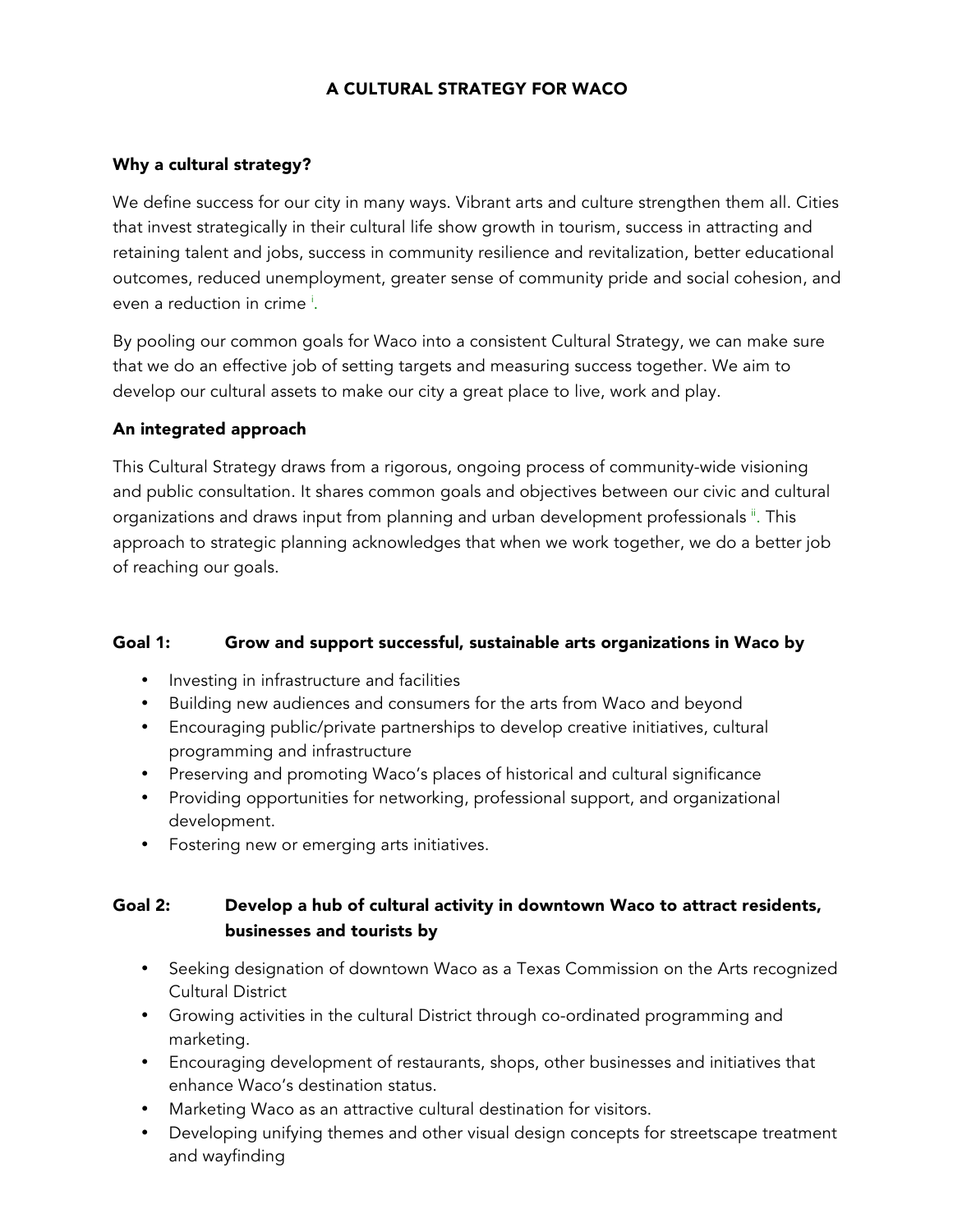# A CULTURAL STRATEGY FOR WACO

## Why a cultural strategy?

We define success for our city in many ways. Vibrant arts and culture strengthen them all. Cities that invest strategically in their cultural life show growth in tourism, success in attracting and retaining talent and jobs, success in community resilience and revitalization, better educational outcomes, reduced unemployment, greater sense of community pride and social cohesion, and even a reduction in crime [i].

By pooling our common goals for Waco into a consistent Cultural Strategy, we can make sure that we do an effective job of setting targets and measuring success together. We aim to develop our cultural assets to make our city a great place to live, work and play.

## An integrated approach

This Cultural Strategy draws from a rigorous, ongoing process of community-wide visioning and public consultation. It shares common goals and objectives between our civic and cultural organizations and draws input from planning and urban development professionals [ii]. This approach to strategic planning acknowledges that when we work together, we do a better job of reaching our goals.

## Goal 1: Grow and support successful, sustainable arts organizations in Waco by

- Investing in infrastructure and facilities
- Building new audiences and consumers for the arts from Waco and beyond
- Encouraging public/private partnerships to develop creative initiatives, cultural programming and infrastructure
- Preserving and promoting Waco's places of historical and cultural significance
- Providing opportunities for networking, professional support, and organizational development.
- Fostering new or emerging arts initiatives.

## Goal 2: Develop a hub of cultural activity in downtown Waco to attract residents, businesses and tourists by

- Seeking designation of downtown Waco as a Texas Commission on the Arts recognized Cultural District
- Growing activities in the cultural District through co-ordinated programming and marketing.
- Encouraging development of restaurants, shops, other businesses and initiatives that enhance Waco's destination status.
- Marketing Waco as an attractive cultural destination for visitors.
- Developing unifying themes and other visual design concepts for streetscape treatment and wayfinding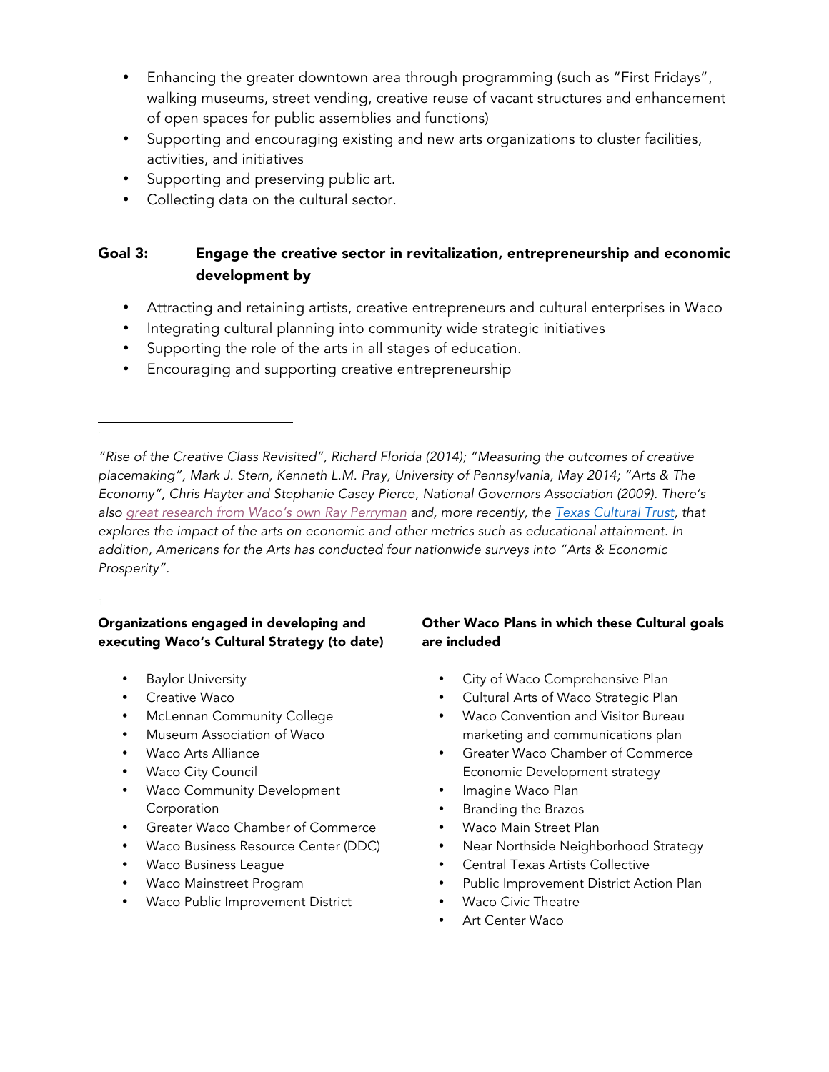- Enhancing the greater downtown area through programming (such as "First Fridays", walking museums, street vending, creative reuse of vacant structures and enhancement of open spaces for public assemblies and functions)
- Supporting and encouraging existing and new arts organizations to cluster facilities, activities, and initiatives
- Supporting and preserving public art.
- Collecting data on the cultural sector.

### Goal 3: Engage the creative sector in revitalization, entrepreneurship and economic development by

- Attracting and retaining artists, creative entrepreneurs and cultural enterprises in Waco
- Integrating cultural planning into community wide strategic initiatives
- Supporting the role of the arts in all stages of education.
- Encouraging and supporting creative entrepreneurship

---

[i]

*"Rise of the Creative Class Revisited", Richard Florida (2014); "Measuring the outcomes of creative placemaking", Mark J. Stern, Kenneth L.M. Pray, University of Pennsylvania, May 2014; "Arts & The Economy", Chris Hayter and Stephanie Casey Pierce, National Governors Association (2009). There's also great research from Waco's own Ray Perryman and, more recently, the Texas Cultural Trust, that explores the impact of the arts on economic and other metrics such as educational attainment. In addition, Americans for the Arts has conducted four nationwide surveys into "Arts & Economic Prosperity".*

[ii]

**Organizations engaged in developing and executing Waco's Cultural Strategy (to date)**

- Baylor University
- Creative Waco
- McLennan Community College
- Museum Association of Waco
- Waco Arts Alliance
- Waco City Council
- Waco Community Development Corporation
- Greater Waco Chamber of Commerce
- Waco Business Resource Center (DDC)
- Waco Business League
- Waco Mainstreet Program
- Waco Public Improvement District

**Other Waco Plans in which these Cultural goals are included**

- City of Waco Comprehensive Plan
- Cultural Arts of Waco Strategic Plan
- Waco Convention and Visitor Bureau marketing and communications plan
- Greater Waco Chamber of Commerce Economic Development strategy
- Imagine Waco Plan
- Branding the Brazos
- Waco Main Street Plan
- Near Northside Neighborhood Strategy
- Central Texas Artists Collective
- Public Improvement District Action Plan
- Waco Civic Theatre
- Art Center Waco